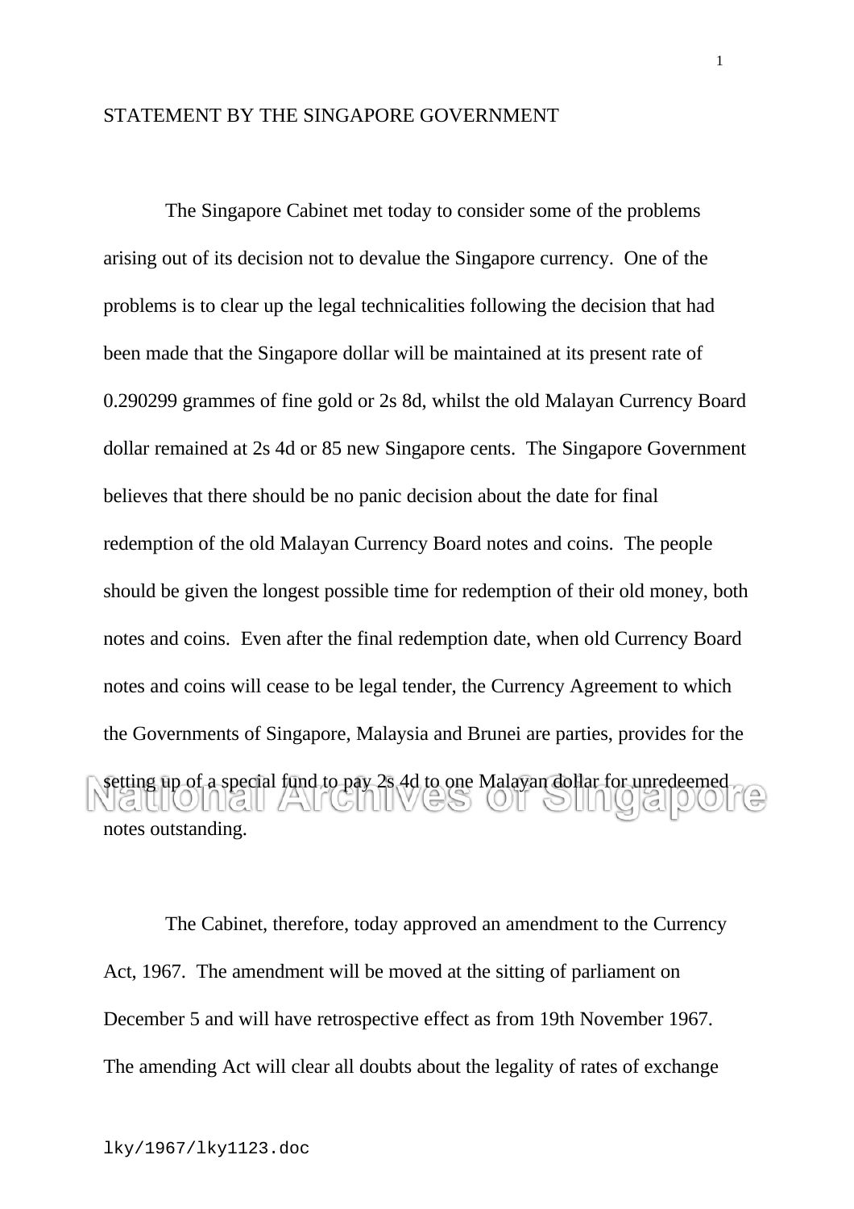STATEMENT BY THE SINGAPORE GOVERNMENT

The Singapore Cabinet met today to consider some of the problems arising out of its decision not to devalue the Singapore currency. One of the problems is to clear up the legal technicalities following the decision that had been made that the Singapore dollar will be maintained at its present rate of 0.290299 grammes of fine gold or 2s 8d, whilst the old Malayan Currency Board dollar remained at 2s 4d or 85 new Singapore cents. The Singapore Government believes that there should be no panic decision about the date for final redemption of the old Malayan Currency Board notes and coins. The people should be given the longest possible time for redemption of their old money, both notes and coins. Even after the final redemption date, when old Currency Board notes and coins will cease to be legal tender, the Currency Agreement to which the Governments of Singapore, Malaysia and Brunei are parties, provides for the setting up of a special fund to pay 2s 4d to one Malayan dollar for unredeemed notes outstanding.

The Cabinet, therefore, today approved an amendment to the Currency Act, 1967. The amendment will be moved at the sitting of parliament on December 5 and will have retrospective effect as from 19th November 1967. The amending Act will clear all doubts about the legality of rates of exchange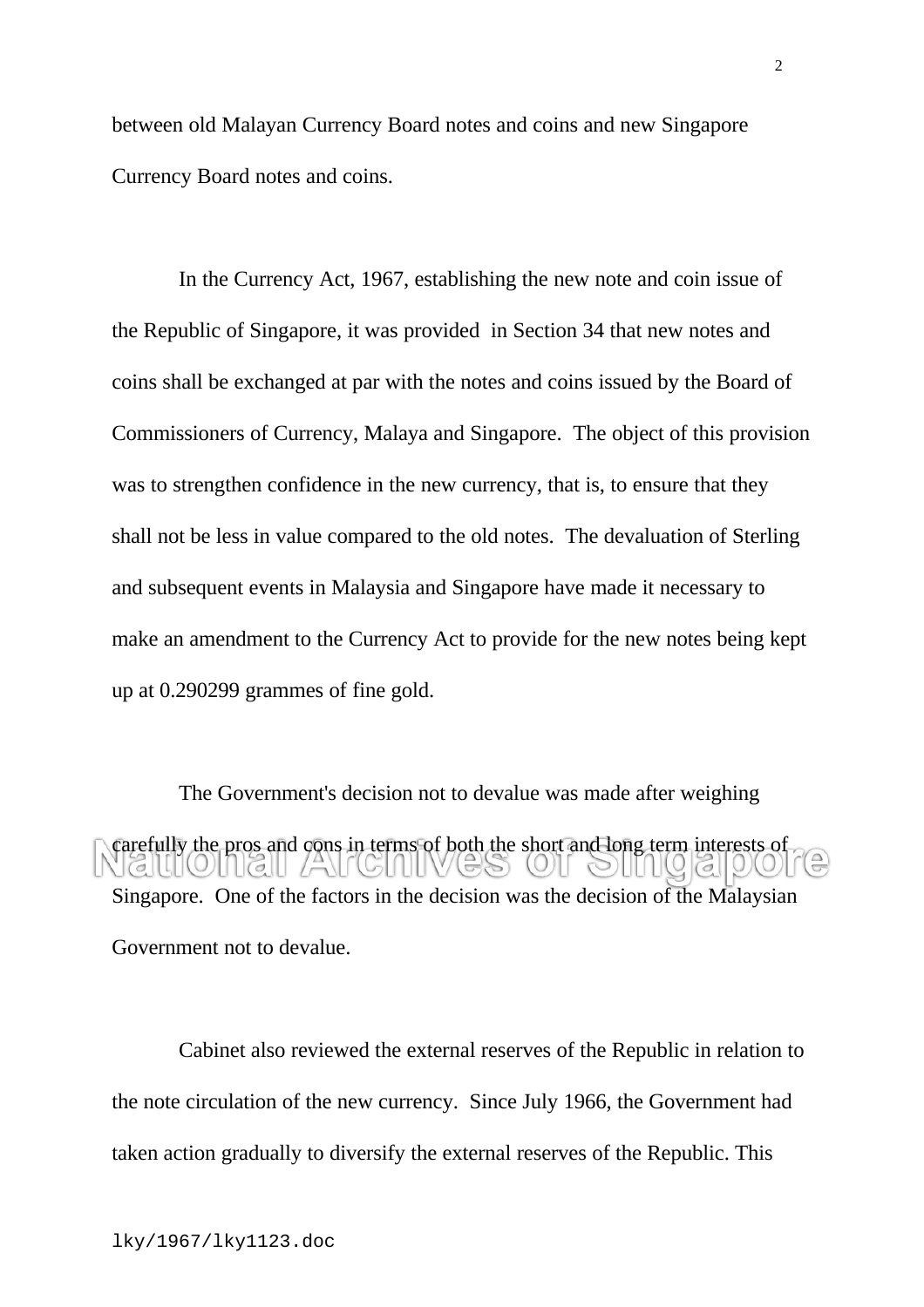between old Malayan Currency Board notes and coins and new Singapore Currency Board notes and coins.

In the Currency Act, 1967, establishing the new note and coin issue of the Republic of Singapore, it was provided in Section 34 that new notes and coins shall be exchanged at par with the notes and coins issued by the Board of Commissioners of Currency, Malaya and Singapore. The object of this provision was to strengthen confidence in the new currency, that is, to ensure that they shall not be less in value compared to the old notes. The devaluation of Sterling and subsequent events in Malaysia and Singapore have made it necessary to make an amendment to the Currency Act to provide for the new notes being kept up at 0.290299 grammes of fine gold.

The Government's decision not to devalue was made after weighing carefully the pros and cons in terms of both the short and long term interests of Singapore. One of the factors in the decision was the decision of the Malaysian Government not to devalue.

Cabinet also reviewed the external reserves of the Republic in relation to the note circulation of the new currency. Since July 1966, the Government had taken action gradually to diversify the external reserves of the Republic. This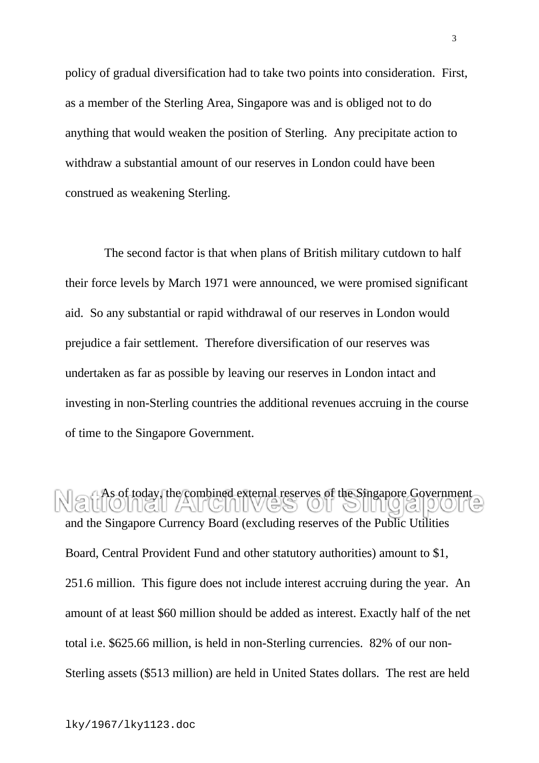policy of gradual diversification had to take two points into consideration. First, as a member of the Sterling Area, Singapore was and is obliged not to do anything that would weaken the position of Sterling. Any precipitate action to withdraw a substantial amount of our reserves in London could have been construed as weakening Sterling.

The second factor is that when plans of British military cutdown to half their force levels by March 1971 were announced, we were promised significant aid. So any substantial or rapid withdrawal of our reserves in London would prejudice a fair settlement. Therefore diversification of our reserves was undertaken as far as possible by leaving our reserves in London intact and investing in non-Sterling countries the additional revenues accruing in the course of time to the Singapore Government.

As of today, the combined external reserves of the Singapore Government and the Singapore Currency Board (excluding reserves of the Public Utilities Board, Central Provident Fund and other statutory authorities) amount to $1, 251.6 million. This figure does not include interest accruing during the year. An amount of at least $60 million should be added as interest. Exactly half of the net total i.e. $625.66 million, is held in non-Sterling currencies. 82% of our non-Sterling assets ($513 million) are held in United States dollars. The rest are held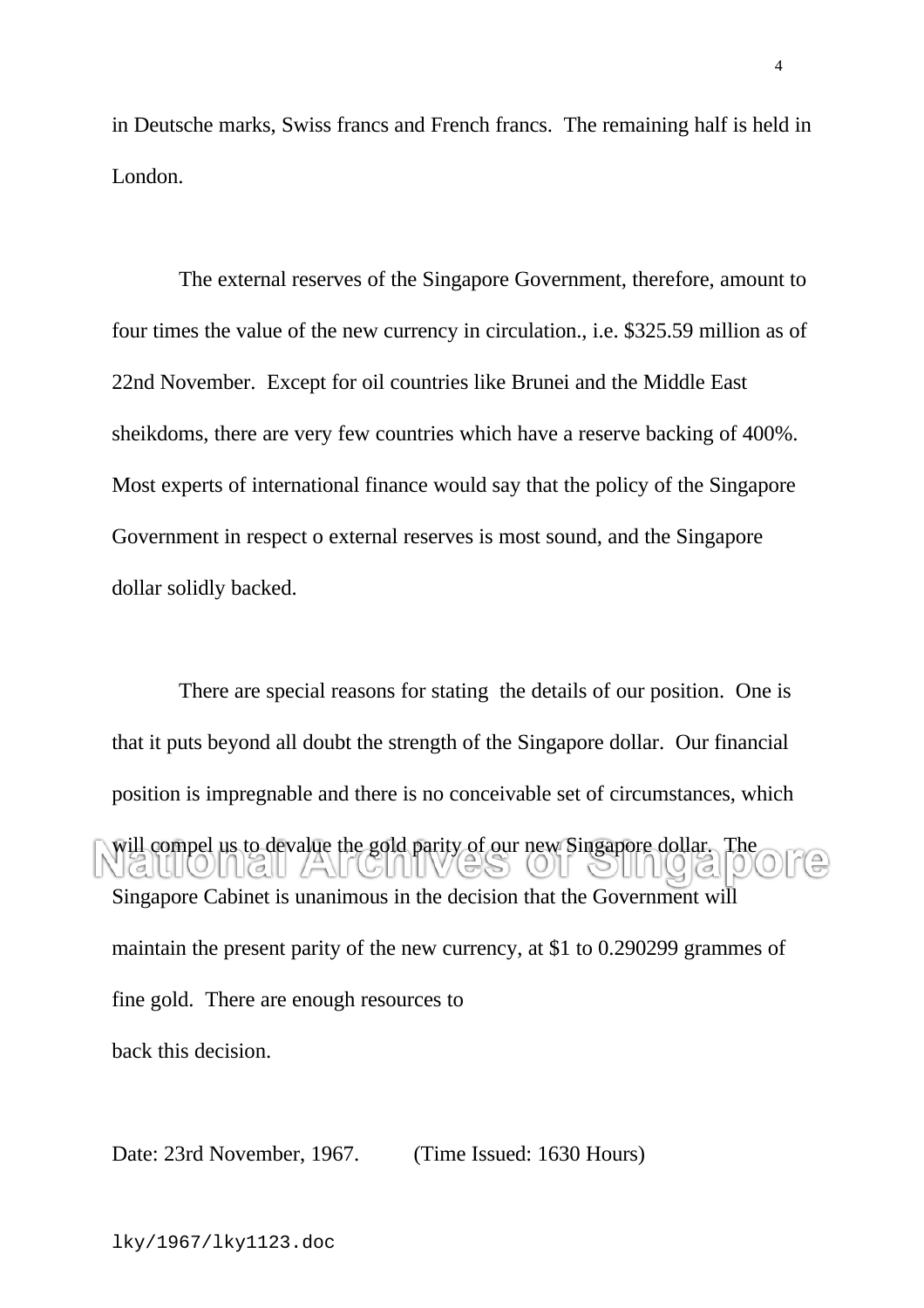in Deutsche marks, Swiss francs and French francs. The remaining half is held in London.

The external reserves of the Singapore Government, therefore, amount to four times the value of the new currency in circulation., i.e. $325.59 million as of 22nd November. Except for oil countries like Brunei and the Middle East sheikdoms, there are very few countries which have a reserve backing of 400%. Most experts of international finance would say that the policy of the Singapore Government in respect o external reserves is most sound, and the Singapore dollar solidly backed.

There are special reasons for stating the details of our position. One is that it puts beyond all doubt the strength of the Singapore dollar. Our financial position is impregnable and there is no conceivable set of circumstances, which will compel us to devalue the gold parity of our new Singapore dollar. The Singapore Cabinet is unanimous in the decision that the Government will maintain the present parity of the new currency, at $1 to 0.290299 grammes of fine gold. There are enough resources to back this decision.

Date: 23rd November, 1967. (Time Issued: 1630 Hours)

lky/1967/lky1123.doc